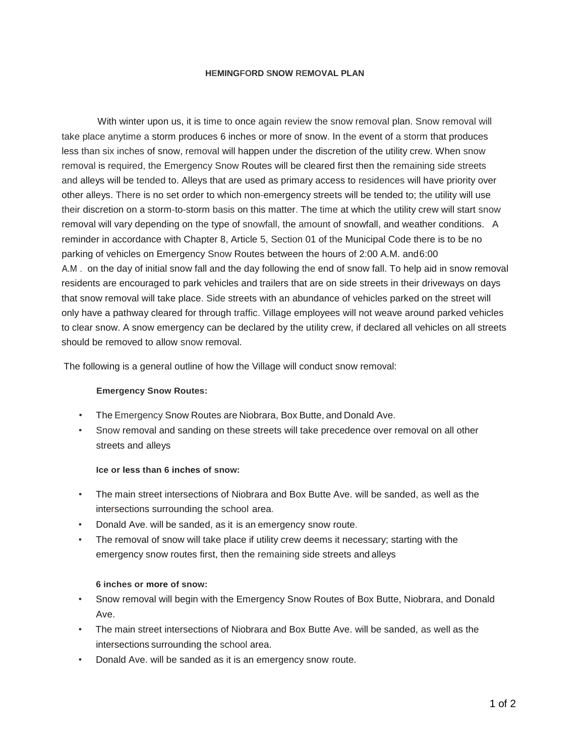# HEMINGFORD SNOW REMOVAL PLAN

With winter upon us, it is time to once again review the snow removal plan. Snow removal will take place anytime a storm produces 6 inches or more of snow. In the event of a storm that produces less than six inches of snow, removal will happen under the discretion of the utility crew. When snow removal is required, the Emergency Snow Routes will be cleared first then the remaining side streets and alleys will be tended to. Alleys that are used as primary access to residences will have priority over other alleys. There is no set order to which non-emergency streets will be tended to; the utility will use their discretion on a storm-to-storm basis on this matter. The time at which the utility crew will start snow removal will vary depending on the type of snowfall, the amount of snowfall, and weather conditions. A reminder in accordance with Chapter 8, Article 5, Section 01 of the Municipal Code there is to be no parking of vehicles on Emergency Snow Routes between the hours of 2:00 A.M. and 6:00 A.M . on the day of initial snow fall and the day following the end of snow fall. To help aid in snow removal residents are encouraged to park vehicles and trailers that are on side streets in their driveways on days that snow removal will take place. Side streets with an abundance of vehicles parked on the street will only have a pathway cleared for through traffic. Village employees will not weave around parked vehicles to clear snow. A snow emergency can be declared by the utility crew, if declared all vehicles on all streets should be removed to allow snow removal.

The following is a general outline of how the Village will conduct snow removal:

**Emergency Snow Routes:**

- The Emergency Snow Routes are Niobrara, Box Butte, and Donald Ave.
- Snow removal and sanding on these streets will take precedence over removal on all other streets and alleys

**Ice or less than 6 inches of snow:**

- The main street intersections of Niobrara and Box Butte Ave. will be sanded, as well as the intersections surrounding the school area.
- Donald Ave. will be sanded, as it is an emergency snow route.
- The removal of snow will take place if utility crew deems it necessary; starting with the emergency snow routes first, then the remaining side streets and alleys

**6 inches or more of snow:**

- Snow removal will begin with the Emergency Snow Routes of Box Butte, Niobrara, and Donald Ave.
- The main street intersections of Niobrara and Box Butte Ave. will be sanded, as well as the intersections surrounding the school area.
- Donald Ave. will be sanded as it is an emergency snow route.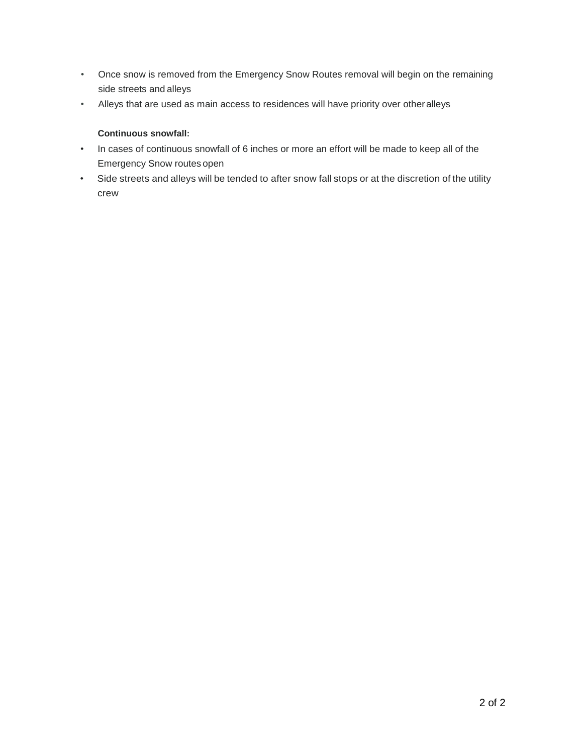- Once snow is removed from the Emergency Snow Routes removal will begin on the remaining side streets and alleys
- Alleys that are used as main access to residences will have priority over other alleys

**Continuous snowfall:**

- In cases of continuous snowfall of 6 inches or more an effort will be made to keep all of the Emergency Snow routes open
- Side streets and alleys will be tended to after snow fall stops or at the discretion of the utility crew